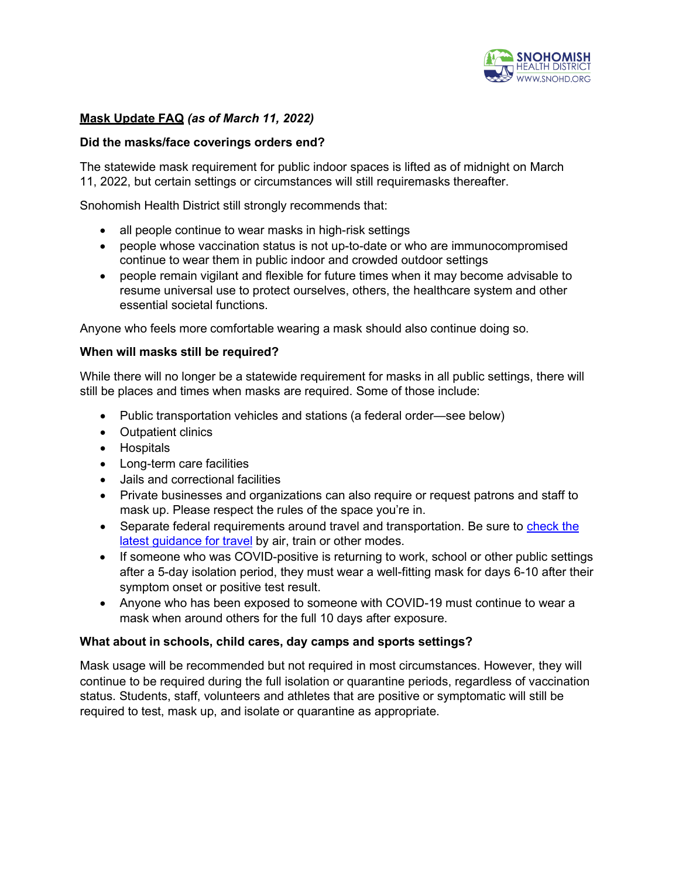**Mask Update FAQ** ***(as of March 11, 2022)***

**Did the masks/face coverings orders end?**

The statewide mask requirement for public indoor spaces is lifted as of midnight on March 11, 2022, but certain settings or circumstances will still requiremasks thereafter.

Snohomish Health District still strongly recommends that:

- all people continue to wear masks in high-risk settings
- people whose vaccination status is not up-to-date or who are immunocompromised continue to wear them in public indoor and crowded outdoor settings
- people remain vigilant and flexible for future times when it may become advisable to resume universal use to protect ourselves, others, the healthcare system and other essential societal functions.

Anyone who feels more comfortable wearing a mask should also continue doing so.

**When will masks still be required?**

While there will no longer be a statewide requirement for masks in all public settings, there will still be places and times when masks are required. Some of those include:

- Public transportation vehicles and stations (a federal order—see below)
- Outpatient clinics
- Hospitals
- Long-term care facilities
- Jails and correctional facilities
- Private businesses and organizations can also require or request patrons and staff to mask up. Please respect the rules of the space you're in.
- Separate federal requirements around travel and transportation. Be sure to [check the latest guidance for travel]() by air, train or other modes.
- If someone who was COVID-positive is returning to work, school or other public settings after a 5-day isolation period, they must wear a well-fitting mask for days 6-10 after their symptom onset or positive test result.
- Anyone who has been exposed to someone with COVID-19 must continue to wear a mask when around others for the full 10 days after exposure.

**What about in schools, child cares, day camps and sports settings?**

Mask usage will be recommended but not required in most circumstances. However, they will continue to be required during the full isolation or quarantine periods, regardless of vaccination status. Students, staff, volunteers and athletes that are positive or symptomatic will still be required to test, mask up, and isolate or quarantine as appropriate.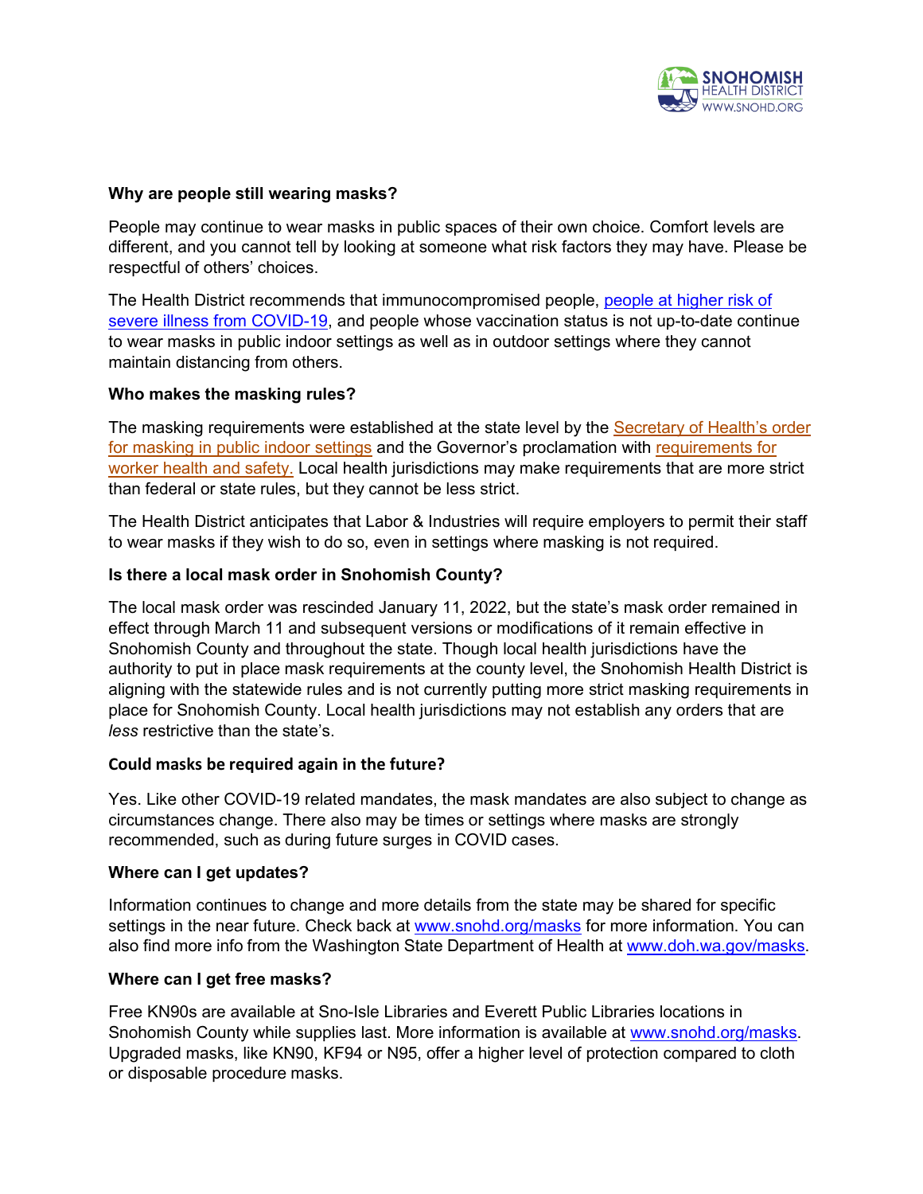**Why are people still wearing masks?**

People may continue to wear masks in public spaces of their own choice. Comfort levels are different, and you cannot tell by looking at someone what risk factors they may have. Please be respectful of others' choices.

The Health District recommends that immunocompromised people, people at higher risk of severe illness from COVID-19, and people whose vaccination status is not up-to-date continue to wear masks in public indoor settings as well as in outdoor settings where they cannot maintain distancing from others.

**Who makes the masking rules?**

The masking requirements were established at the state level by the Secretary of Health's order for masking in public indoor settings and the Governor's proclamation with requirements for worker health and safety. Local health jurisdictions may make requirements that are more strict than federal or state rules, but they cannot be less strict.

The Health District anticipates that Labor & Industries will require employers to permit their staff to wear masks if they wish to do so, even in settings where masking is not required.

**Is there a local mask order in Snohomish County?**

The local mask order was rescinded January 11, 2022, but the state's mask order remained in effect through March 11 and subsequent versions or modifications of it remain effective in Snohomish County and throughout the state. Though local health jurisdictions have the authority to put in place mask requirements at the county level, the Snohomish Health District is aligning with the statewide rules and is not currently putting more strict masking requirements in place for Snohomish County. Local health jurisdictions may not establish any orders that are *less* restrictive than the state's.

**Could masks be required again in the future?**

Yes. Like other COVID-19 related mandates, the mask mandates are also subject to change as circumstances change. There also may be times or settings where masks are strongly recommended, such as during future surges in COVID cases.

**Where can I get updates?**

Information continues to change and more details from the state may be shared for specific settings in the near future. Check back at www.snohd.org/masks for more information. You can also find more info from the Washington State Department of Health at www.doh.wa.gov/masks.

**Where can I get free masks?**

Free KN90s are available at Sno-Isle Libraries and Everett Public Libraries locations in Snohomish County while supplies last. More information is available at www.snohd.org/masks. Upgraded masks, like KN90, KF94 or N95, offer a higher level of protection compared to cloth or disposable procedure masks.